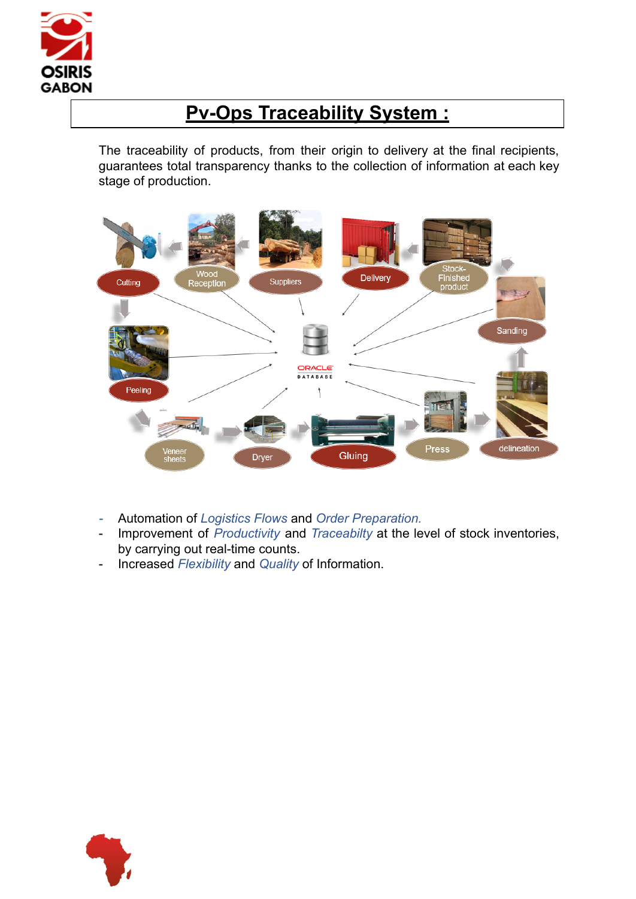OSIRIS GABON

# Pv-Ops Traceability System :

The traceability of products, from their origin to delivery at the final recipients, guarantees total transparency thanks to the collection of information at each key stage of production.

- Automation of *Logistics Flows* and *Order Preparation.*
- Improvement of *Productivity* and *Traceabilty* at the level of stock inventories, by carrying out real-time counts.
- Increased *Flexibility* and *Quality* of Information.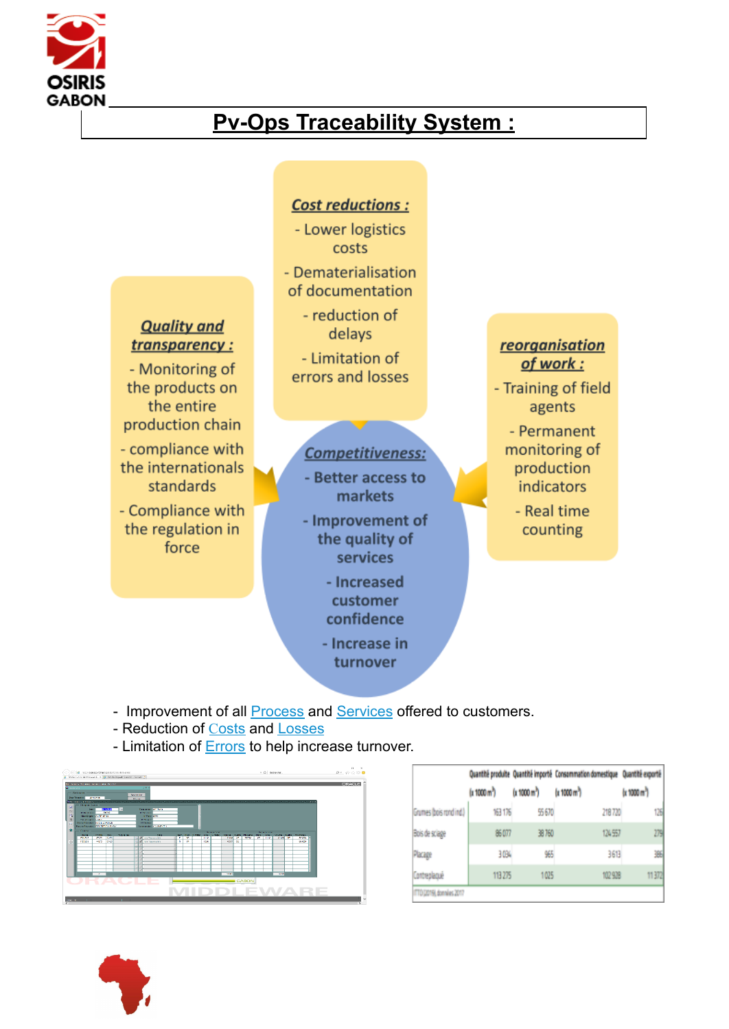# Pv-Ops Traceability System :

***Cost reductions :***

- Lower logistics costs
- Dematerialisation of documentation
- reduction of delays
- Limitation of errors and losses

***Quality and transparency :***

- Monitoring of the products on the entire production chain
- compliance with the internationals standards
- Compliance with the regulation in force

***reorganisation of work :***

- Training of field agents
- Permanent monitoring of production indicators
- Real time counting

***Competitiveness:***

- Better access to markets
- Improvement of the quality of services
- Increased customer confidence
- Increase in turnover

- Improvement of all Process and Services offered to customers.
- Reduction of Costs and Losses
- Limitation of Errors to help increase turnover.

| | Quantité produite ($\times$ 1000 $m^3$) | Quantité importé ($\times$ 1000 $m^3$) | Consommation domestique ($\times$ 1000 $m^3$) | Quantité exporté ($\times$ 1000 $m^3$) |
|---|---|---|---|---|
| Grumes (bois rond ind.) | 163 176 | 55 670 | 218 720 | 126 |
| Bois de sciage | 86 077 | 38 760 | 124 557 | 279 |
| Placage | 3 034 | 965 | 3 613 | 386 |
| Contreplaqué | 113 275 | 1 025 | 102 928 | 11 372 |

ITTO (2016), données 2017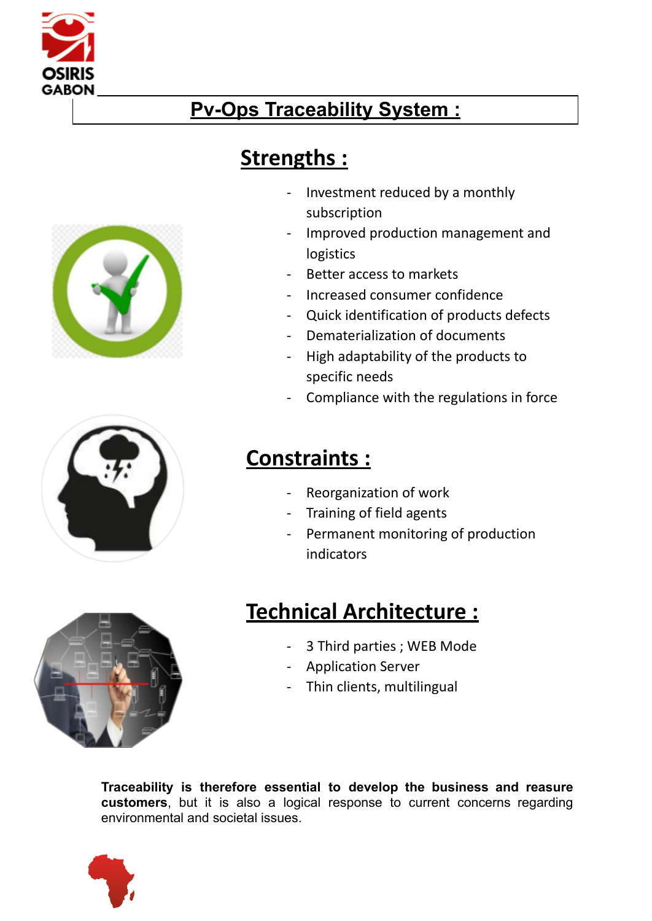# Pv-Ops Traceability System :

## Strengths :

- Investment reduced by a monthly subscription
- Improved production management and logistics
- Better access to markets
- Increased consumer confidence
- Quick identification of products defects
- Dematerialization of documents
- High adaptability of the products to specific needs
- Compliance with the regulations in force

## Constraints :

- Reorganization of work
- Training of field agents
- Permanent monitoring of production indicators

## Technical Architecture :

- 3 Third parties ; WEB Mode
- Application Server
- Thin clients, multilingual

**Traceability is therefore essential to develop the business and reasure customers**, but it is also a logical response to current concerns regarding environmental and societal issues.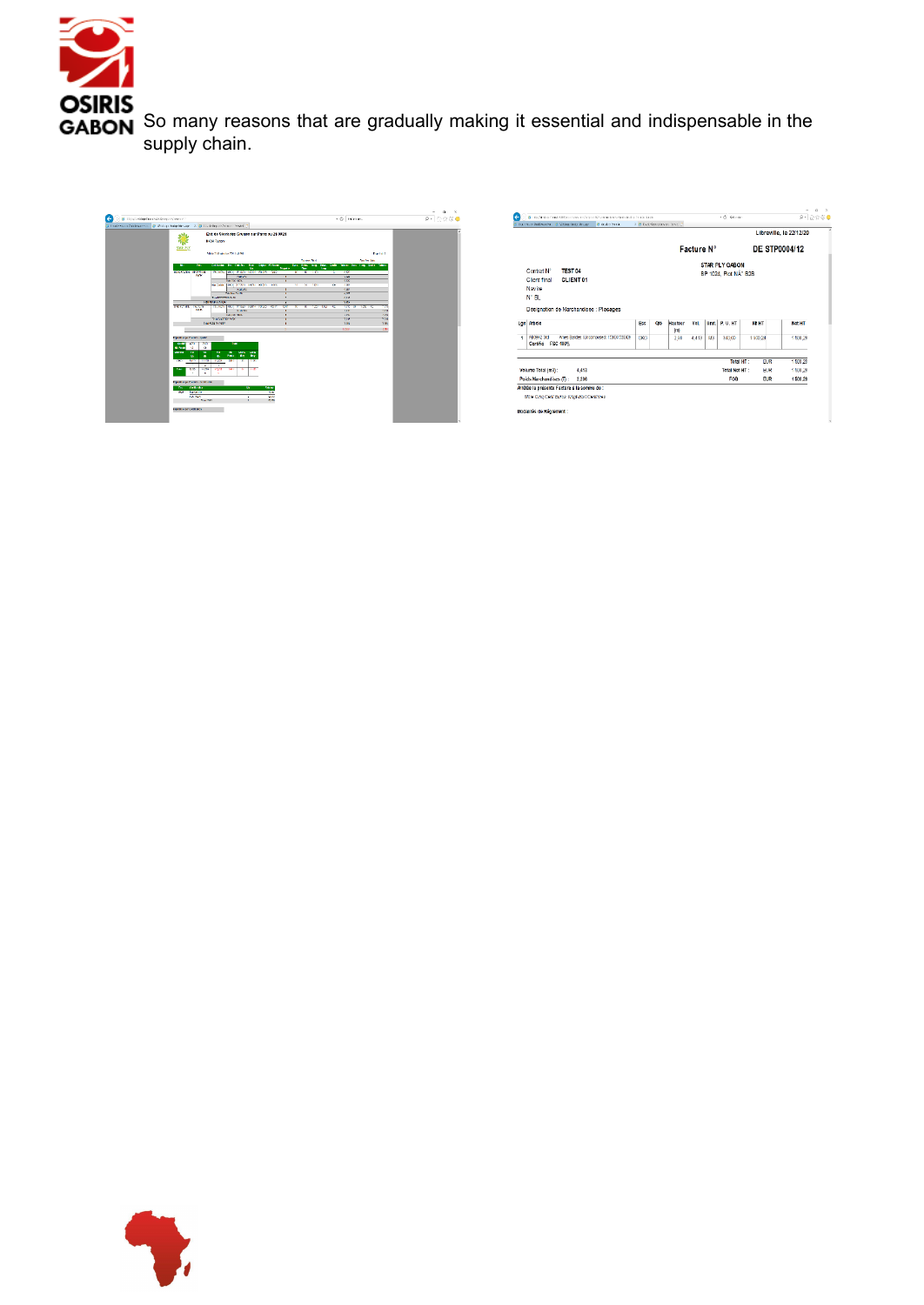So many reasons that are gradually making it essential and indispensable in the supply chain.